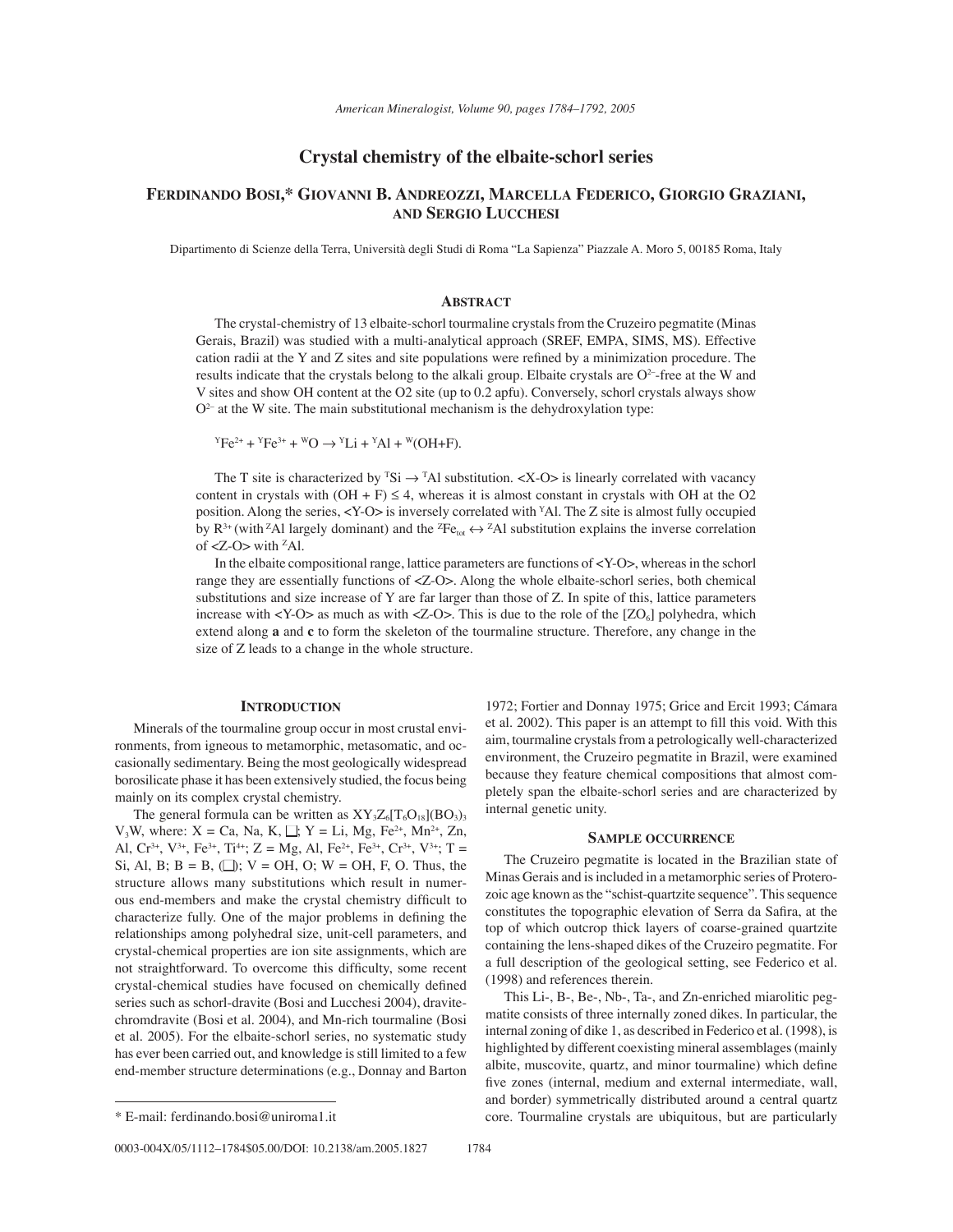# Crystal chemistry of the elbaite-schorl series

**Ferdinando Bosi,* Giovanni B. Andreozzi, Marcella Federico, Giorgio Graziani, and Sergio Lucchesi**

Dipartimento di Scienze della Terra, Università degli Studi di Roma "La Sapienza" Piazzale A. Moro 5, 00185 Roma, Italy

## Abstract

The crystal-chemistry of 13 elbaite-schorl tourmaline crystals from the Cruzeiro pegmatite (Minas Gerais, Brazil) was studied with a multi-analytical approach (SREF, EMPA, SIMS, MS). Effective cation radii at the Y and Z sites and site populations were refined by a minimization procedure. The results indicate that the crystals belong to the alkali group. Elbaite crystals are $O^{2-}$-free at the W and V sites and show OH content at the O2 site (up to 0.2 apfu). Conversely, schorl crystals always show $O^{2-}$ at the W site. The main substitutional mechanism is the dehydroxylation type:

$$^{Y}Fe^{2+} + {}^{Y}Fe^{3+} + {}^{W}O \rightarrow {}^{Y}Li + {}^{Y}Al + {}^{W}(OH{+}F).$$

The T site is characterized by $^{T}Si \rightarrow {}^{T}Al$ substitution. <X-O> is linearly correlated with vacancy content in crystals with (OH + F) ≤ 4, whereas it is almost constant in crystals with OH at the O2 position. Along the series, <Y-O> is inversely correlated with $^{Y}Al$. The Z site is almost fully occupied by $R^{3+}$ (with $^{Z}Al$ largely dominant) and the $^{Z}Fe_{tot} \leftrightarrow {}^{Z}Al$ substitution explains the inverse correlation of <Z-O> with $^{Z}Al$.

In the elbaite compositional range, lattice parameters are functions of <Y-O>, whereas in the schorl range they are essentially functions of <Z-O>. Along the whole elbaite-schorl series, both chemical substitutions and size increase of Y are far larger than those of Z. In spite of this, lattice parameters increase with <Y-O> as much as with <Z-O>. This is due to the role of the $[ZO_6]$ polyhedra, which extend along **a** and **c** to form the skeleton of the tourmaline structure. Therefore, any change in the size of Z leads to a change in the whole structure.

## Introduction

Minerals of the tourmaline group occur in most crustal environments, from igneous to metamorphic, metasomatic, and occasionally sedimentary. Being the most geologically widespread borosilicate phase it has been extensively studied, the focus being mainly on its complex crystal chemistry.

The general formula can be written as $XY_3Z_6[T_6O_{18}](BO_3)_3V_3W$, where: X = Ca, Na, K, □; Y = Li, Mg, $Fe^{2+}$, $Mn^{2+}$, Zn, Al, $Cr^{3+}$, $V^{3+}$, $Fe^{3+}$, $Ti^{4+}$; Z = Mg, Al, $Fe^{2+}$, $Fe^{3+}$, $Cr^{3+}$, $V^{3+}$; T = Si, Al, B; B = B, (□); V = OH, O; W = OH, F, O. Thus, the structure allows many substitutions which result in numerous end-members and make the crystal chemistry difficult to characterize fully. One of the major problems in defining the relationships among polyhedral size, unit-cell parameters, and crystal-chemical properties are ion site assignments, which are not straightforward. To overcome this difficulty, some recent crystal-chemical studies have focused on chemically defined series such as schorl-dravite (Bosi and Lucchesi 2004), dravite-chromdravite (Bosi et al. 2004), and Mn-rich tourmaline (Bosi et al. 2005). For the elbaite-schorl series, no systematic study has ever been carried out, and knowledge is still limited to a few end-member structure determinations (e.g., Donnay and Barton 1972; Fortier and Donnay 1975; Grice and Ercit 1993; Cámara et al. 2002). This paper is an attempt to fill this void. With this aim, tourmaline crystals from a petrologically well-characterized environment, the Cruzeiro pegmatite in Brazil, were examined because they feature chemical compositions that almost completely span the elbaite-schorl series and are characterized by internal genetic unity.

## Sample occurrence

The Cruzeiro pegmatite is located in the Brazilian state of Minas Gerais and is included in a metamorphic series of Proterozoic age known as the "schist-quartzite sequence". This sequence constitutes the topographic elevation of Serra da Safira, at the top of which outcrop thick layers of coarse-grained quartzite containing the lens-shaped dikes of the Cruzeiro pegmatite. For a full description of the geological setting, see Federico et al. (1998) and references therein.

This Li-, B-, Be-, Nb-, Ta-, and Zn-enriched miarolitic pegmatite consists of three internally zoned dikes. In particular, the internal zoning of dike 1, as described in Federico et al. (1998), is highlighted by different coexisting mineral assemblages (mainly albite, muscovite, quartz, and minor tourmaline) which define five zones (internal, medium and external intermediate, wall, and border) symmetrically distributed around a central quartz core. Tourmaline crystals are ubiquitous, but are particularly

\* E-mail: ferdinando.bosi@uniroma1.it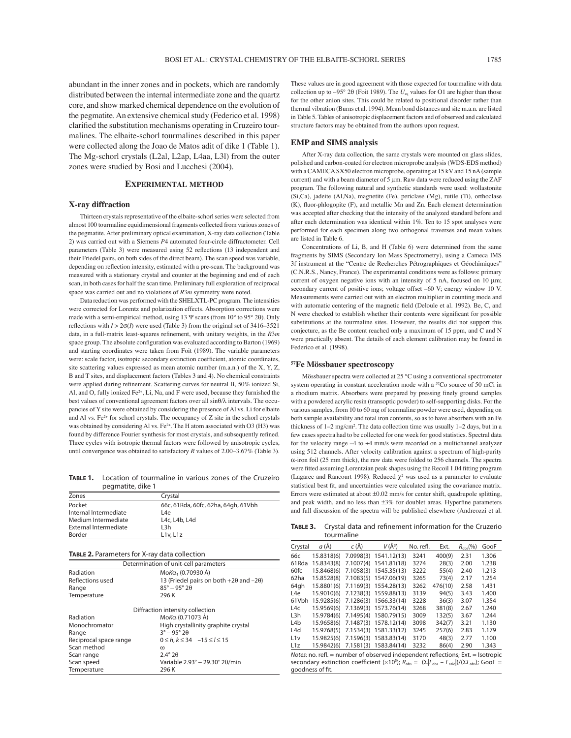abundant in the inner zones and in pockets, which are randomly distributed between the internal intermediate zone and the quartz core, and show marked chemical dependence on the evolution of the pegmatite. An extensive chemical study (Federico et al. 1998) clarified the substitution mechanisms operating in Cruzeiro tourmalines. The elbaite-schorl tourmalines described in this paper were collected along the Joao de Matos adit of dike 1 (Table 1). The Mg-schorl crystals (L2al, L2ap, L4aa, L3l) from the outer zones were studied by Bosi and Lucchesi (2004).

## Experimental method

### X-ray diffraction

Thirteen crystals representative of the elbaite-schorl series were selected from almost 100 tourmaline equidimensional fragments collected from various zones of the pegmatite. After preliminary optical examination, X-ray data collection (Table 2) was carried out with a Siemens *P*4 automated four-circle diffractometer. Cell parameters (Table 3) were measured using 52 reflections (13 independent and their Friedel pairs, on both sides of the direct beam). The scan speed was variable, depending on reflection intensity, estimated with a pre-scan. The background was measured with a stationary crystal and counter at the beginning and end of each scan, in both cases for half the scan time. Preliminary full exploration of reciprocal space was carried out and no violations of *R*3*m* symmetry were noted.

Data reduction was performed with the SHELXTL-PC program. The intensities were corrected for Lorentz and polarization effects. Absorption corrections were made with a semi-empirical method, using 13 Ψ scans (from 10° to 95° 2θ). Only reflections with $I > 2\sigma(I)$ were used (Table 3) from the original set of 3416–3521 data, in a full-matrix least-squares refinement, with unitary weights, in the *R*3*m* space group. The absolute configuration was evaluated according to Barton (1969) and starting coordinates were taken from Foit (1989). The variable parameters were: scale factor, isotropic secondary extinction coefficient, atomic coordinates, site scattering values expressed as mean atomic number (m.a.n.) of the X, Y, Z, B and T sites, and displacement factors (Tables 3 and 4). No chemical constraints were applied during refinement. Scattering curves for neutral B, 50% ionized Si, Al, and O, fully ionized $Fe^{2+}$, Li, Na, and F were used, because they furnished the best values of conventional agreement factors over all $\sin\theta/\lambda$ intervals. The occupancies of Y site were obtained by considering the presence of Al vs. Li for elbaite and Al vs. $Fe^{2+}$ for schorl crystals. The occupancy of Z site in the schorl crystals was obtained by considering Al vs. $Fe^{2+}$. The H atom associated with O3 (H3) was found by difference Fourier synthesis for most crystals, and subsequently refined. Three cycles with isotropic thermal factors were followed by anisotropic cycles, until convergence was obtained to satisfactory *R* values of 2.00–3.67% (Table 3). These values are in good agreement with those expected for tourmaline with data collection up to ~95° 2θ (Foit 1989). The $U_{eq}$ values for O1 are higher than those for the other anion sites. This could be related to positional disorder rather than thermal vibration (Burns et al. 1994). Mean bond distances and site m.a.n. are listed in Table 5. Tables of anisotropic displacement factors and of observed and calculated structure factors may be obtained from the authors upon request.

**Table 1.** Location of tourmaline in various zones of the Cruzeiro pegmatite, dike 1

| Zones | Crystal |
|---|---|
| Pocket | 66c, 61Rda, 60fc, 62ha, 64gh, 61Vbh |
| Internal Intermediate | L4e |
| Medium Intermediate | L4c, L4b, L4d |
| External Intermediate | L3h |
| Border | L1v, L1z |

**Table 2.** Parameters for X-ray data collection

| Determination of unit-cell parameters | |
|---|---|
| Radiation | Mo$K\alpha_1$ (0.70930 Å) |
| Reflections used | 13 (Friedel pairs on both +2θ and −2θ) |
| Range | 85° – 95° 2θ |
| Temperature | 296 K |
| **Diffraction intensity collection** | |
| Radiation | Mo$K\alpha$ (0.71073 Å) |
| Monochromator | High crystallinity graphite crystal |
| Range | 3° – 95° 2θ |
| Reciprocal space range | $0 \le h, k \le 34 \quad -15 \le l \le 15$ |
| Scan method | ω |
| Scan range | 2.4° 2θ |
| Scan speed | Variable 2.93° – 29.30° 2θ/min |
| Temperature | 296 K |

### EMP and SIMS analysis

After X-ray data collection, the same crystals were mounted on glass slides, polished and carbon-coated for electron microprobe analysis (WDS-EDS method) with a CAMECA SX50 electron microprobe, operating at 15 kV and 15 nA (sample current) and with a beam diameter of 5 µm. Raw data were reduced using the ZAF program. The following natural and synthetic standards were used: wollastonite (Si,Ca), jadeite (Al,Na), magnetite (Fe), periclase (Mg), rutile (Ti), orthoclase (K), fluor-phlogopite (F), and metallic Mn and Zn. Each element determination was accepted after checking that the intensity of the analyzed standard before and after each determination was identical within 1%. Ten to 15 spot analyses were performed for each specimen along two orthogonal traverses and mean values are listed in Table 6.

Concentrations of Li, B, and H (Table 6) were determined from the same fragments by SIMS (Secondary Ion Mass Spectrometry), using a Cameca IMS 3f instrument at the "Centre de Recherches Pétrographiques et Géochimiques" (C.N.R.S., Nancy, France). The experimental conditions were as follows: primary current of oxygen negative ions with an intensity of 5 nA, focused on 10 µm; secondary current of positive ions; voltage offset –60 V; energy window 10 V. Measurements were carried out with an electron multiplier in counting mode and with automatic centering of the magnetic field (Deloule et al. 1992). Be, C, and N were checked to establish whether their contents were significant for possible substitutions at the tourmaline sites. However, the results did not support this conjecture, as the Be content reached only a maximum of 15 ppm, and C and N were practically absent. The details of each element calibration may be found in Federico et al. (1998).

### $^{57}$Fe Mössbauer spectroscopy

Mössbauer spectra were collected at 25 °C using a conventional spectrometer system operating in constant acceleration mode with a $^{57}$Co source of 50 mCi in a rhodium matrix. Absorbers were prepared by pressing finely ground samples with a powdered acrylic resin (transoptic powder) to self-supporting disks. For the various samples, from 10 to 60 mg of tourmaline powder were used, depending on both sample availability and total iron contents, so as to have absorbers with an Fe thickness of 1–2 mg/cm². The data collection time was usually 1–2 days, but in a few cases spectra had to be collected for one week for good statistics. Spectral data for the velocity range –4 to +4 mm/s were recorded on a multichannel analyzer using 512 channels. After velocity calibration against a spectrum of high-purity α-iron foil (25 mm thick), the raw data were folded to 256 channels. The spectra were fitted assuming Lorentzian peak shapes using the Recoil 1.04 fitting program (Lagarec and Rancourt 1998). Reduced $\chi^2$ was used as a parameter to evaluate statistical best fit, and uncertainties were calculated using the covariance matrix. Errors were estimated at about ±0.02 mm/s for center shift, quadrupole splitting, and peak width, and no less than ±3% for doublet areas. Hyperfine parameters and full discussion of the spectra will be published elsewhere (Andreozzi et al.

**Table 3.** Crystal data and refinement information for the Cruzerio tourmaline

| Crystal | *a* (Å) | *c* (Å) | *V* (Å³) | No. refl. | Ext. | $R_{obs}$(%) | GooF |
|---|---|---|---|---|---|---|---|
| 66c | 15.8318(6) | 7.0998(3) | 1541.12(13) | 3241 | 400(9) | 2.31 | 1.306 |
| 61Rda | 15.8343(8) | 7.1007(4) | 1541.81(18) | 3274 | 28(3) | 2.00 | 1.238 |
| 60fc | 15.8468(6) | 7.1058(3) | 1545.35(13) | 3222 | 55(4) | 2.40 | 1.213 |
| 62ha | 15.8528(8) | 7.1083(5) | 1547.06(19) | 3265 | 73(4) | 2.17 | 1.254 |
| 64gh | 15.8801(6) | 7.1169(3) | 1554.28(13) | 3262 | 476(10) | 2.58 | 1.431 |
| L4e | 15.9010(6) | 7.1238(3) | 1559.88(13) | 3139 | 94(5) | 3.43 | 1.400 |
| 61Vbh | 15.9285(6) | 7.1286(3) | 1566.33(14) | 3228 | 36(3) | 3.07 | 1.354 |
| L4c | 15.9569(6) | 7.1369(3) | 1573.76(14) | 3268 | 381(8) | 2.67 | 1.240 |
| L3h | 15.9784(6) | 7.1495(4) | 1580.79(15) | 3009 | 132(5) | 3.67 | 1.244 |
| L4b | 15.9658(6) | 7.1487(3) | 1578.12(14) | 3098 | 342(7) | 3.21 | 1.130 |
| L4d | 15.9768(5) | 7.1534(3) | 1581.33(12) | 3245 | 257(6) | 2.83 | 1.179 |
| L1v | 15.9825(6) | 7.1596(3) | 1583.83(14) | 3170 | 48(3) | 2.77 | 1.100 |
| L1z | 15.9842(6) | 7.1581(3) | 1583.84(14) | 3232 | 86(4) | 2.90 | 1.343 |

*Notes:* no. refl. = number of observed independent reflections; Ext. = Isotropic secondary extinction coefficient (×10⁵); $R_{obs} = (\Sigma|F_{obs} - F_{calc}|)/(\Sigma F_{obs})$; GooF = goodness of fit.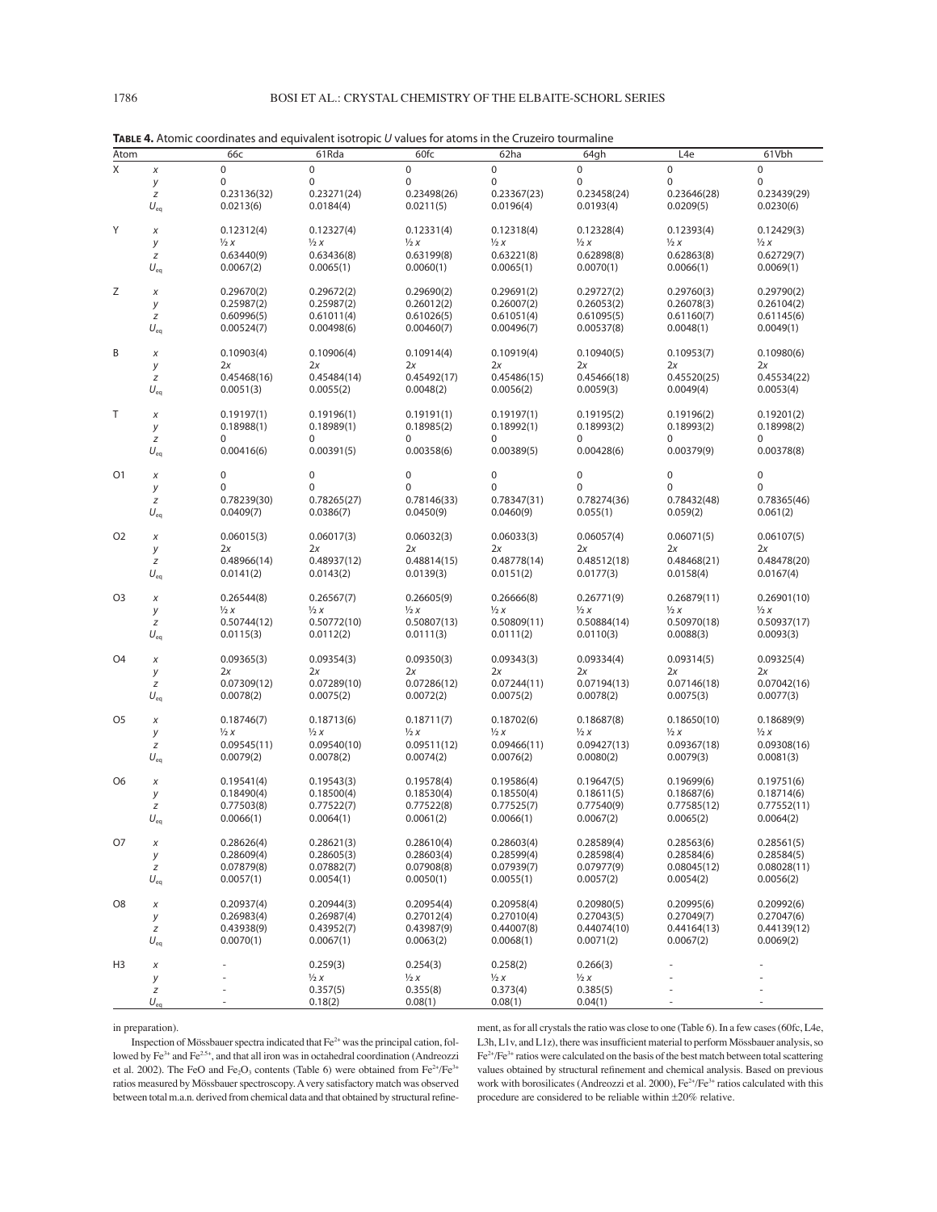**TABLE 4.** Atomic coordinates and equivalent isotropic $U$ values for atoms in the Cruzeiro tourmaline

| Atom | | 66c | 61Rda | 60fc | 62ha | 64gh | L4e | 61Vbh |
|---|---|---|---|---|---|---|---|---|
| X | $x$ | 0 | 0 | 0 | 0 | 0 | 0 | 0 |
| | $y$ | 0 | 0 | 0 | 0 | 0 | 0 | 0 |
| | $z$ | 0.23136(32) | 0.23271(24) | 0.23498(26) | 0.23367(23) | 0.23458(24) | 0.23646(28) | 0.23439(29) |
| | $U_{eq}$ | 0.0213(6) | 0.0184(4) | 0.0211(5) | 0.0196(4) | 0.0193(4) | 0.0209(5) | 0.0230(6) |
| Y | $x$ | 0.12312(4) | 0.12327(4) | 0.12331(4) | 0.12318(4) | 0.12328(4) | 0.12393(4) | 0.12429(3) |
| | $y$ | ½ $x$ | ½ $x$ | ½ $x$ | ½ $x$ | ½ $x$ | ½ $x$ | ½ $x$ |
| | $z$ | 0.63440(9) | 0.63436(8) | 0.63199(8) | 0.63221(8) | 0.62898(8) | 0.62863(8) | 0.62729(7) |
| | $U_{eq}$ | 0.0067(2) | 0.0065(1) | 0.0060(1) | 0.0065(1) | 0.0070(1) | 0.0066(1) | 0.0069(1) |
| Z | $x$ | 0.29670(2) | 0.29672(2) | 0.29690(2) | 0.29691(2) | 0.29727(2) | 0.29760(3) | 0.29790(2) |
| | $y$ | 0.25987(2) | 0.25987(2) | 0.26012(2) | 0.26007(2) | 0.26053(2) | 0.26078(3) | 0.26104(2) |
| | $z$ | 0.60996(5) | 0.61011(4) | 0.61026(5) | 0.61051(4) | 0.61095(5) | 0.61160(7) | 0.61145(6) |
| | $U_{eq}$ | 0.00524(7) | 0.00498(6) | 0.00460(7) | 0.00496(7) | 0.00537(8) | 0.0048(1) | 0.0049(1) |
| B | $x$ | 0.10903(4) | 0.10906(4) | 0.10914(4) | 0.10919(4) | 0.10940(5) | 0.10953(7) | 0.10980(6) |
| | $y$ | 2$x$ | 2$x$ | 2$x$ | 2$x$ | 2$x$ | 2$x$ | 2$x$ |
| | $z$ | 0.45468(16) | 0.45484(14) | 0.45492(17) | 0.45486(15) | 0.45466(18) | 0.45520(25) | 0.45534(22) |
| | $U_{eq}$ | 0.0051(3) | 0.0055(2) | 0.0048(2) | 0.0056(2) | 0.0059(3) | 0.0049(4) | 0.0053(4) |
| T | $x$ | 0.19197(1) | 0.19196(1) | 0.19191(1) | 0.19197(1) | 0.19195(2) | 0.19196(2) | 0.19201(2) |
| | $y$ | 0.18988(1) | 0.18989(1) | 0.18985(2) | 0.18992(1) | 0.18993(2) | 0.18993(2) | 0.18998(2) |
| | $z$ | 0 | 0 | 0 | 0 | 0 | 0 | 0 |
| | $U_{eq}$ | 0.00416(6) | 0.00391(5) | 0.00358(6) | 0.00389(5) | 0.00428(6) | 0.00379(9) | 0.00378(8) |
| O1 | $x$ | 0 | 0 | 0 | 0 | 0 | 0 | 0 |
| | $y$ | 0 | 0 | 0 | 0 | 0 | 0 | 0 |
| | $z$ | 0.78239(30) | 0.78265(27) | 0.78146(33) | 0.78347(31) | 0.78274(36) | 0.78432(48) | 0.78365(46) |
| | $U_{eq}$ | 0.0409(7) | 0.0386(7) | 0.0450(9) | 0.0460(9) | 0.055(1) | 0.059(2) | 0.061(2) |
| O2 | $x$ | 0.06015(3) | 0.06017(3) | 0.06032(3) | 0.06033(3) | 0.06057(4) | 0.06071(5) | 0.06107(5) |
| | $y$ | 2$x$ | 2$x$ | 2$x$ | 2$x$ | 2$x$ | 2$x$ | 2$x$ |
| | $z$ | 0.48966(14) | 0.48937(12) | 0.48814(15) | 0.48778(14) | 0.48512(18) | 0.48468(21) | 0.48478(20) |
| | $U_{eq}$ | 0.0141(2) | 0.0143(2) | 0.0139(3) | 0.0151(2) | 0.0177(3) | 0.0158(4) | 0.0167(4) |
| O3 | $x$ | 0.26544(8) | 0.26567(7) | 0.26605(9) | 0.26666(8) | 0.26771(9) | 0.26879(11) | 0.26901(10) |
| | $y$ | ½ $x$ | ½ $x$ | ½ $x$ | ½ $x$ | ½ $x$ | ½ $x$ | ½ $x$ |
| | $z$ | 0.50744(12) | 0.50772(10) | 0.50807(13) | 0.50809(11) | 0.50884(14) | 0.50970(18) | 0.50937(17) |
| | $U_{eq}$ | 0.0115(3) | 0.0112(2) | 0.0111(3) | 0.0111(2) | 0.0110(3) | 0.0088(3) | 0.0093(3) |
| O4 | $x$ | 0.09365(3) | 0.09354(3) | 0.09350(3) | 0.09343(3) | 0.09334(4) | 0.09314(5) | 0.09325(4) |
| | $y$ | 2$x$ | 2$x$ | 2$x$ | 2$x$ | 2$x$ | 2$x$ | 2$x$ |
| | $z$ | 0.07309(12) | 0.07289(10) | 0.07286(12) | 0.07244(11) | 0.07194(13) | 0.07146(18) | 0.07042(16) |
| | $U_{eq}$ | 0.0078(2) | 0.0075(2) | 0.0072(2) | 0.0075(2) | 0.0078(2) | 0.0075(3) | 0.0077(3) |
| O5 | $x$ | 0.18746(7) | 0.18713(6) | 0.18711(7) | 0.18702(6) | 0.18687(8) | 0.18650(10) | 0.18689(9) |
| | $y$ | ½ $x$ | ½ $x$ | ½ $x$ | ½ $x$ | ½ $x$ | ½ $x$ | ½ $x$ |
| | $z$ | 0.09545(11) | 0.09540(10) | 0.09511(12) | 0.09466(11) | 0.09427(13) | 0.09367(18) | 0.09308(16) |
| | $U_{eq}$ | 0.0079(2) | 0.0078(2) | 0.0074(2) | 0.0076(2) | 0.0080(2) | 0.0079(3) | 0.0081(3) |
| O6 | $x$ | 0.19541(4) | 0.19543(3) | 0.19578(4) | 0.19586(4) | 0.19647(5) | 0.19699(6) | 0.19751(6) |
| | $y$ | 0.18490(4) | 0.18500(4) | 0.18530(4) | 0.18550(4) | 0.18611(5) | 0.18687(6) | 0.18714(6) |
| | $z$ | 0.77503(8) | 0.77522(7) | 0.77522(8) | 0.77525(7) | 0.77540(9) | 0.77585(12) | 0.77552(11) |
| | $U_{eq}$ | 0.0066(1) | 0.0064(1) | 0.0061(2) | 0.0066(1) | 0.0067(2) | 0.0065(2) | 0.0064(2) |
| O7 | $x$ | 0.28626(4) | 0.28621(3) | 0.28610(4) | 0.28603(4) | 0.28589(4) | 0.28563(6) | 0.28561(5) |
| | $y$ | 0.28609(4) | 0.28605(3) | 0.28603(4) | 0.28599(4) | 0.28598(4) | 0.28584(6) | 0.28584(5) |
| | $z$ | 0.07879(8) | 0.07882(7) | 0.07908(8) | 0.07939(7) | 0.07977(9) | 0.08045(12) | 0.08028(11) |
| | $U_{eq}$ | 0.0057(1) | 0.0054(1) | 0.0050(1) | 0.0055(1) | 0.0057(2) | 0.0054(2) | 0.0056(2) |
| O8 | $x$ | 0.20937(4) | 0.20944(3) | 0.20954(4) | 0.20958(4) | 0.20980(5) | 0.20995(6) | 0.20992(6) |
| | $y$ | 0.26983(4) | 0.26987(4) | 0.27012(4) | 0.27010(4) | 0.27043(5) | 0.27049(7) | 0.27047(6) |
| | $z$ | 0.43938(9) | 0.43952(7) | 0.43987(9) | 0.44007(8) | 0.44074(10) | 0.44164(13) | 0.44139(12) |
| | $U_{eq}$ | 0.0070(1) | 0.0067(1) | 0.0063(2) | 0.0068(1) | 0.0071(2) | 0.0067(2) | 0.0069(2) |
| H3 | $x$ | - | 0.259(3) | 0.254(3) | 0.258(2) | 0.266(3) | - | - |
| | $y$ | - | ½ $x$ | ½ $x$ | ½ $x$ | ½ $x$ | - | - |
| | $z$ | - | 0.357(5) | 0.355(8) | 0.373(4) | 0.385(5) | - | - |
| | $U_{eq}$ | - | 0.18(2) | 0.08(1) | 0.08(1) | 0.04(1) | - | - |

in preparation).

Inspection of Mössbauer spectra indicated that $Fe^{2+}$ was the principal cation, followed by $Fe^{3+}$ and $Fe^{2.5+}$, and that all iron was in octahedral coordination (Andreozzi et al. 2002). The FeO and $Fe_2O_3$ contents (Table 6) were obtained from $Fe^{2+}/Fe^{3+}$ ratios measured by Mössbauer spectroscopy. A very satisfactory match was observed between total m.a.n. derived from chemical data and that obtained by structural refinement, as for all crystals the ratio was close to one (Table 6). In a few cases (60fc, L4e, L3h, L1v, and L1z), there was insufficient material to perform Mössbauer analysis, so $Fe^{2+}/Fe^{3+}$ ratios were calculated on the basis of the best match between total scattering values obtained by structural refinement and chemical analysis. Based on previous work with borosilicates (Andreozzi et al. 2000), $Fe^{2+}/Fe^{3+}$ ratios calculated with this procedure are considered to be reliable within ±20% relative.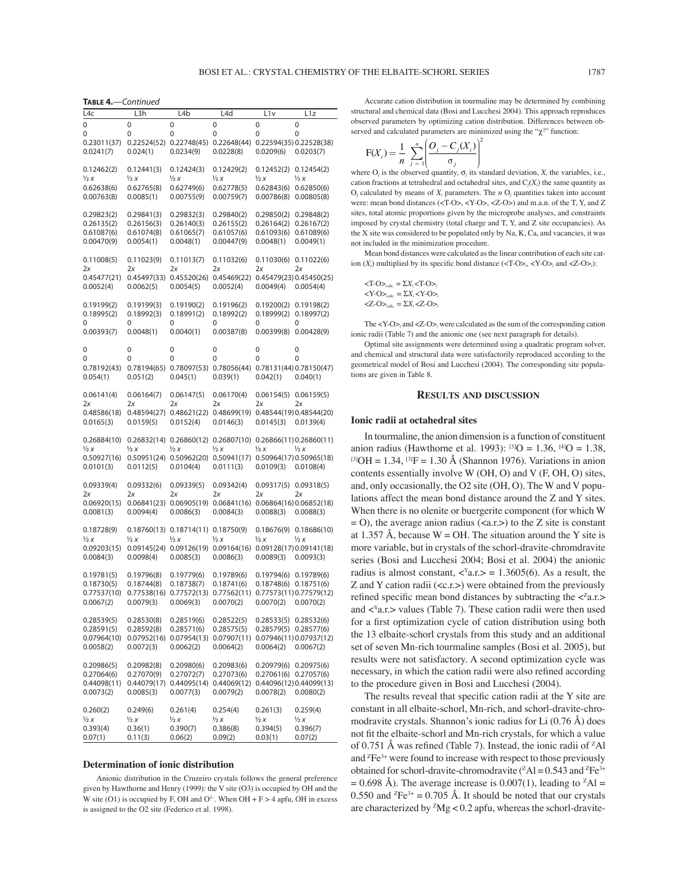**Table 4.**—*Continued*

| L4c | L3h | L4b | L4d | L1v | L1z |
|---|---|---|---|---|---|
| 0 | 0 | 0 | 0 | 0 | 0 |
| 0 | 0 | 0 | 0 | 0 | 0 |
| 0.23011(37) | 0.22524(52) | 0.22748(45) | 0.22648(44) | 0.22594(35) | 0.22528(38) |
| 0.0241(7) | 0.024(1) | 0.0234(9) | 0.0228(8) | 0.0209(6) | 0.0203(7) |
| | | | | | |
| 0.12462(2) | 0.12441(3) | 0.12424(3) | 0.12429(2) | 0.12452(2) | 0.12454(2) |
| ½ *x* | ½ *x* | ½ *x* | ½ *x* | ½ *x* | ½ *x* |
| 0.62638(6) | 0.62765(8) | 0.62749(6) | 0.62778(5) | 0.62843(6) | 0.62850(6) |
| 0.00763(8) | 0.0085(1) | 0.00755(9) | 0.00759(7) | 0.00786(8) | 0.00805(8) |
| | | | | | |
| 0.29823(2) | 0.29841(3) | 0.29832(3) | 0.29840(2) | 0.29850(2) | 0.29848(2) |
| 0.26135(2) | 0.26156(3) | 0.26140(3) | 0.26155(2) | 0.26164(2) | 0.26167(2) |
| 0.61087(6) | 0.61074(8) | 0.61065(7) | 0.61057(6) | 0.61093(6) | 0.61089(6) |
| 0.00470(9) | 0.0054(1) | 0.0048(1) | 0.00447(9) | 0.0048(1) | 0.0049(1) |
| | | | | | |
| 0.11008(5) | 0.11023(9) | 0.11013(7) | 0.11032(6) | 0.11030(6) | 0.11022(6) |
| 2*x* | 2*x* | 2*x* | 2*x* | 2*x* | 2*x* |
| 0.45477(21) | 0.45497(33) | 0.45520(26) | 0.45469(22) | 0.45479(23) | 0.45450(25) |
| 0.0052(4) | 0.0062(5) | 0.0054(5) | 0.0052(4) | 0.0049(4) | 0.0054(4) |
| | | | | | |
| 0.19199(2) | 0.19199(3) | 0.19190(2) | 0.19196(2) | 0.19200(2) | 0.19198(2) |
| 0.18995(2) | 0.18992(3) | 0.18991(2) | 0.18992(2) | 0.18999(2) | 0.18997(2) |
| 0 | 0 | 0 | 0 | 0 | 0 |
| 0.00393(7) | 0.0048(1) | 0.0040(1) | 0.00387(8) | 0.00399(8) | 0.00428(9) |
| | | | | | |
| 0 | 0 | 0 | 0 | 0 | 0 |
| 0 | 0 | 0 | 0 | 0 | 0 |
| 0.78192(43) | 0.78194(65) | 0.78097(53) | 0.78056(44) | 0.78131(44) | 0.78150(47) |
| 0.054(1) | 0.051(2) | 0.045(1) | 0.039(1) | 0.042(1) | 0.040(1) |
| | | | | | |
| 0.06141(4) | 0.06164(7) | 0.06147(5) | 0.06170(4) | 0.06154(5) | 0.06159(5) |
| 2*x* | 2*x* | 2*x* | 2*x* | 2*x* | 2*x* |
| 0.48586(18) | 0.48594(27) | 0.48621(22) | 0.48699(19) | 0.48544(19) | 0.48544(20) |
| 0.0165(3) | 0.0159(5) | 0.0152(4) | 0.0146(3) | 0.0145(3) | 0.0139(4) |
| | | | | | |
| 0.26884(10) | 0.26832(14) | 0.26860(12) | 0.26807(10) | 0.26866(11) | 0.26860(11) |
| ½ *x* | ½ *x* | ½ *x* | ½ *x* | ½ *x* | ½ *x* |
| 0.50927(16) | 0.50951(24) | 0.50962(20) | 0.50941(17) | 0.50964(17) | 0.50965(18) |
| 0.0101(3) | 0.0112(5) | 0.0104(4) | 0.0111(3) | 0.0109(3) | 0.0108(4) |
| | | | | | |
| 0.09339(4) | 0.09332(6) | 0.09339(5) | 0.09342(4) | 0.09317(5) | 0.09318(5) |
| 2*x* | 2*x* | 2*x* | 2*x* | 2*x* | 2*x* |
| 0.06920(15) | 0.06841(23) | 0.06905(19) | 0.06841(16) | 0.06864(16) | 0.06852(18) |
| 0.0081(3) | 0.0094(4) | 0.0086(3) | 0.0084(3) | 0.0088(3) | 0.0088(3) |
| | | | | | |
| 0.18728(9) | 0.18760(13) | 0.18714(11) | 0.18750(9) | 0.18676(9) | 0.18686(10) |
| ½ *x* | ½ *x* | ½ *x* | ½ *x* | ½ *x* | ½ *x* |
| 0.09203(15) | 0.09145(24) | 0.09126(19) | 0.09164(16) | 0.09128(17) | 0.09141(18) |
| 0.0084(3) | 0.0098(4) | 0.0085(3) | 0.0086(3) | 0.0089(3) | 0.0093(3) |
| | | | | | |
| 0.19781(5) | 0.19796(8) | 0.19779(6) | 0.19789(6) | 0.19794(6) | 0.19789(6) |
| 0.18730(5) | 0.18744(8) | 0.18738(7) | 0.18741(6) | 0.18748(6) | 0.18751(6) |
| 0.77537(10) | 0.77538(16) | 0.77572(13) | 0.77562(11) | 0.77573(11) | 0.77579(12) |
| 0.0067(2) | 0.0079(3) | 0.0069(3) | 0.0070(2) | 0.0070(2) | 0.0070(2) |
| | | | | | |
| 0.28539(5) | 0.28530(8) | 0.28519(6) | 0.28522(5) | 0.28533(5) | 0.28532(6) |
| 0.28591(5) | 0.28592(8) | 0.28571(6) | 0.28575(5) | 0.28579(5) | 0.28577(6) |
| 0.07964(10) | 0.07952(16) | 0.07954(13) | 0.07907(11) | 0.07946(11) | 0.07937(12) |
| 0.0058(2) | 0.0072(3) | 0.0062(2) | 0.0064(2) | 0.0064(2) | 0.0067(2) |
| | | | | | |
| 0.20986(5) | 0.20982(8) | 0.20980(6) | 0.20983(6) | 0.20979(6) | 0.20975(6) |
| 0.27064(6) | 0.27070(9) | 0.27072(7) | 0.27073(6) | 0.27061(6) | 0.27057(6) |
| 0.44098(11) | 0.44079(17) | 0.44095(14) | 0.44069(12) | 0.44096(12) | 0.44099(13) |
| 0.0073(2) | 0.0085(3) | 0.0077(3) | 0.0079(2) | 0.0078(2) | 0.0080(2) |
| | | | | | |
| 0.260(2) | 0.249(6) | 0.261(4) | 0.254(4) | 0.261(3) | 0.259(4) |
| ½ *x* | ½ *x* | ½ *x* | ½ *x* | ½ *x* | ½ *x* |
| 0.393(4) | 0.36(1) | 0.390(7) | 0.386(8) | 0.394(5) | 0.396(7) |
| 0.07(1) | 0.11(3) | 0.06(2) | 0.09(2) | 0.03(1) | 0.07(2) |

### Determination of ionic distribution

Anionic distribution in the Cruzeiro crystals follows the general preference given by Hawthorne and Henry (1999): the V site (O3) is occupied by OH and the W site (O1) is occupied by F, OH and $O^{2-}$. When OH + F > 4 apfu, OH in excess is assigned to the O2 site (Federico et al. 1998).

Accurate cation distribution in tourmaline may be determined by combining structural and chemical data (Bosi and Lucchesi 2004). This approach reproduces observed parameters by optimizing cation distribution. Differences between observed and calculated parameters are minimized using the "$\chi^2$" function:

$$F(X_i) = \frac{1}{n} \sum_{j=1}^{n} \left( \frac{O_j - C_j(X_i)}{\sigma_j} \right)^2$$

where $O_j$ is the observed quantity, $\sigma_j$ its standard deviation, $X_i$ the variables, i.e., cation fractions at tetrahedral and octahedral sites, and $C_j(X_i)$ the same quantity as $O_j$ calculated by means of $X_i$ parameters. The $n$ $O_j$ quantities taken into account were: mean bond distances (<T-O>, <Y-O>, <Z-O>) and m.a.n. of the T, Y, and Z sites, total atomic proportions given by the microprobe analyses, and constraints imposed by crystal chemistry (total charge and T, Y, and Z site occupancies). As the X site was considered to be populated only by Na, K, Ca, and vacancies, it was not included in the minimization procedure.

Mean bond distances were calculated as the linear contribution of each site cation ($X_i$) multiplied by its specific bond distance ($\langle T\text{-}O\rangle_i$, $\langle Y\text{-}O\rangle_i$ and $\langle Z\text{-}O\rangle_i$):

$\langle T\text{-}O\rangle_{calc.} = \Sigma X_i \langle T\text{-}O\rangle_i$
$\langle Y\text{-}O\rangle_{calc.} = \Sigma X_i \langle Y\text{-}O\rangle_i$
$\langle Z\text{-}O\rangle_{calc.} = \Sigma X_i \langle Z\text{-}O\rangle_i$

The $\langle Y\text{-}O\rangle_i$ and $\langle Z\text{-}O\rangle_i$ were calculated as the sum of the corresponding cation ionic radii (Table 7) and the anionic one (see next paragraph for details).

Optimal site assignments were determined using a quadratic program solver, and chemical and structural data were satisfactorily reproduced according to the geometrical model of Bosi and Lucchesi (2004). The corresponding site populations are given in Table 8.

## Results and discussion

### Ionic radii at octahedral sites

In tourmaline, the anion dimension is a function of constituent anion radius (Hawthorne et al. 1993): $^{[3]}O = 1.36$, $^{[4]}O = 1.38$, $^{[3]}OH = 1.34$, $^{[3]}F = 1.30$ Å (Shannon 1976). Variations in anion contents essentially involve W (OH, O) and V (F, OH, O) sites, and, only occasionally, the O2 site (OH, O). The W and V populations affect the mean bond distance around the Z and Y sites. When there is no olenite or buergerite component (for which W = O), the average anion radius (<a.r.>) to the Z site is constant at 1.357 Å, because W = OH. The situation around the Y site is more variable, but in crystals of the schorl-dravite-chromdravite series (Bosi and Lucchesi 2004; Bosi et al. 2004) the anionic radius is almost constant, $\langle ^{Y}a.r.\rangle = 1.3605(6)$. As a result, the Z and Y cation radii (<c.r.>) were obtained from the previously refined specific mean bond distances by subtracting the $\langle ^{Z}a.r.\rangle$ and $\langle ^{Y}a.r.\rangle$ values (Table 7). These cation radii were then used for a first optimization cycle of cation distribution using both the 13 elbaite-schorl crystals from this study and an additional set of seven Mn-rich tourmaline samples (Bosi et al. 2005), but results were not satisfactory. A second optimization cycle was necessary, in which the cation radii were also refined according to the procedure given in Bosi and Lucchesi (2004).

The results reveal that specific cation radii at the Y site are constant in all elbaite-schorl, Mn-rich, and schorl-dravite-chromodravite crystals. Shannon's ionic radius for Li (0.76 Å) does not fit the elbaite-schorl and Mn-rich crystals, for which a value of 0.751 Å was refined (Table 7). Instead, the ionic radii of $^{Z}Al$ and $^{Z}Fe^{3+}$ were found to increase with respect to those previously obtained for schorl-dravite-chromodravite ($^{Z}Al = 0.543$ and $^{Z}Fe^{3+} = 0.698$ Å). The average increase is 0.007(1), leading to $^{Z}Al = 0.550$ and $^{Z}Fe^{3+} = 0.705$ Å. It should be noted that our crystals are characterized by $^{Z}Mg < 0.2$ apfu, whereas the schorl-dravite-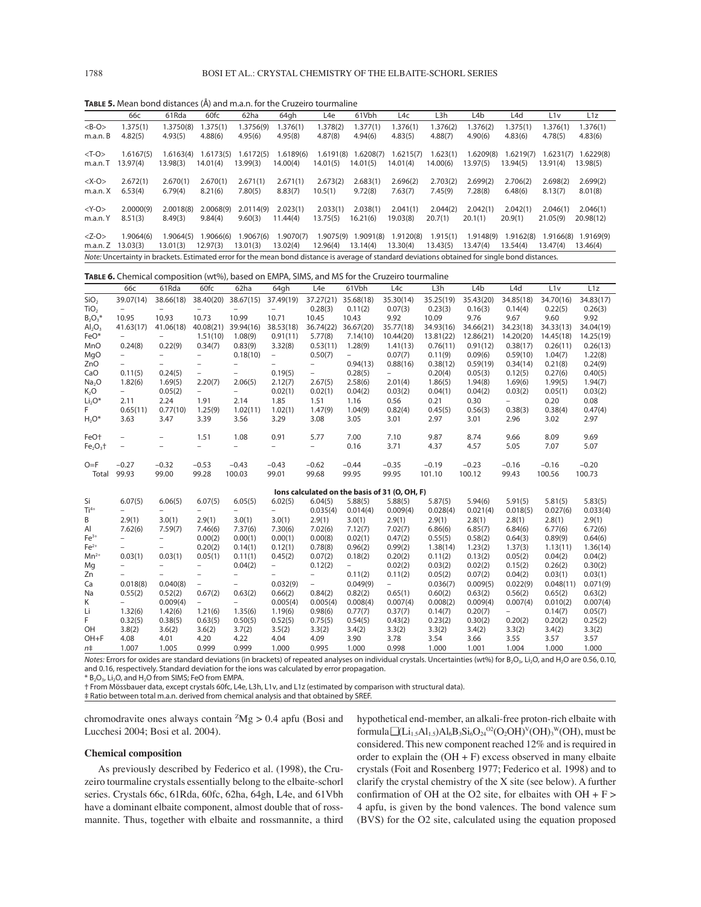**TABLE 5.** Mean bond distances (Å) and m.a.n. for the Cruzeiro tourmaline

|  | 66c | 61Rda | 60fc | 62ha | 64gh | L4e | 61Vbh | L4c | L3h | L4b | L4d | L1v | L1z |
|---|---|---|---|---|---|---|---|---|---|---|---|---|---|
| <B-O> | 1.375(1) | 1.3750(8) | 1.375(1) | 1.3756(9) | 1.376(1) | 1.378(2) | 1.377(1) | 1.376(1) | 1.376(2) | 1.376(2) | 1.375(1) | 1.376(1) | 1.376(1) |
| m.a.n. B | 4.82(5) | 4.93(5) | 4.88(6) | 4.95(6) | 4.95(8) | 4.87(8) | 4.94(6) | 4.83(5) | 4.88(7) | 4.90(6) | 4.83(6) | 4.78(5) | 4.83(6) |
| <T-O> | 1.6167(5) | 1.6163(4) | 1.6173(5) | 1.6172(5) | 1.6189(6) | 1.6191(8) | 1.6208(7) | 1.6215(7) | 1.623(1) | 1.6209(8) | 1.6219(7) | 1.6231(7) | 1.6229(8) |
| m.a.n. T | 13.97(4) | 13.98(3) | 14.01(4) | 13.99(3) | 14.00(4) | 14.01(5) | 14.01(5) | 14.01(4) | 14.00(6) | 13.97(5) | 13.94(5) | 13.91(4) | 13.98(5) |
| <X-O> | 2.672(1) | 2.670(1) | 2.670(1) | 2.671(1) | 2.671(1) | 2.673(2) | 2.683(1) | 2.696(2) | 2.703(2) | 2.699(2) | 2.706(2) | 2.698(2) | 2.699(2) |
| m.a.n. X | 6.53(4) | 6.79(4) | 8.21(6) | 7.80(5) | 8.83(7) | 10.5(1) | 9.72(8) | 7.63(7) | 7.45(9) | 7.28(8) | 6.48(6) | 8.13(7) | 8.01(8) |
| <Y-O> | 2.0000(9) | 2.0018(8) | 2.0068(9) | 2.0114(9) | 2.023(1) | 2.033(1) | 2.038(1) | 2.041(1) | 2.044(2) | 2.042(1) | 2.042(1) | 2.046(1) | 2.046(1) |
| m.a.n. Y | 8.51(3) | 8.49(3) | 9.84(4) | 9.60(3) | 11.44(4) | 13.75(5) | 16.21(6) | 19.03(8) | 20.7(1) | 20.1(1) | 20.9(1) | 21.05(9) | 20.98(12) |
| <Z-O> | 1.9064(6) | 1.9064(5) | 1.9066(6) | 1.9067(6) | 1.9070(7) | 1.9075(9) | 1.9091(8) | 1.9120(8) | 1.915(1) | 1.9148(9) | 1.9162(8) | 1.9166(8) | 1.9169(9) |
| m.a.n. Z | 13.03(3) | 13.01(3) | 12.97(3) | 13.01(3) | 13.02(4) | 12.96(4) | 13.14(4) | 13.30(4) | 13.43(5) | 13.47(4) | 13.54(4) | 13.47(4) | 13.46(4) |

*Note:* Uncertainty in brackets. Estimated error for the mean bond distance is average of standard deviations obtained for single bond distances.

**TABLE 6.** Chemical composition (wt%), based on EMPA, SIMS, and MS for the Cruzeiro tourmaline

|  | 66c | 61Rda | 60fc | 62ha | 64gh | L4e | 61Vbh | L4c | L3h | L4b | L4d | L1v | L1z |
|---|---|---|---|---|---|---|---|---|---|---|---|---|---|
| $SiO_2$ | 39.07(14) | 38.66(18) | 38.40(20) | 38.67(15) | 37.49(19) | 37.27(21) | 35.68(18) | 35.30(14) | 35.25(19) | 35.43(20) | 34.85(18) | 34.70(16) | 34.83(17) |
| $TiO_2$ | – | – | – | – | – | 0.28(3) | 0.11(2) | 0.07(3) | 0.23(3) | 0.16(3) | 0.14(4) | 0.22(5) | 0.26(3) |
| $B_2O_3$* | 10.95 | 10.93 | 10.73 | 10.99 | 10.71 | 10.45 | 10.43 | 9.92 | 10.09 | 9.76 | 9.67 | 9.60 | 9.92 |
| $Al_2O_3$ | 41.63(17) | 41.06(18) | 40.08(21) | 39.94(16) | 38.53(18) | 36.74(22) | 36.67(20) | 35.77(18) | 34.93(16) | 34.66(21) | 34.23(18) | 34.33(13) | 34.04(19) |
| FeO* | – | – | 1.51(10) | 1.08(9) | 0.91(11) | 5.77(8) | 7.14(10) | 10.44(20) | 13.81(22) | 12.86(21) | 14.20(20) | 14.45(18) | 14.25(19) |
| MnO | 0.24(8) | 0.22(9) | 0.34(7) | 0.83(9) | 3.32(8) | 0.53(11) | 1.28(9) | 1.41(13) | 0.76(11) | 0.91(12) | 0.38(17) | 0.26(11) | 0.26(13) |
| MgO | – | – | – | 0.18(10) | – | 0.50(7) | – | 0.07(7) | 0.11(9) | 0.09(6) | 0.59(10) | 1.04(7) | 1.22(8) |
| ZnO | – | – | – | – | – | – | 0.94(13) | 0.88(16) | 0.38(12) | 0.59(19) | 0.34(14) | 0.21(8) | 0.24(9) |
| CaO | 0.11(5) | 0.24(5) | – | – | 0.19(5) | – | 0.28(5) | – | 0.20(4) | 0.05(3) | 0.12(5) | 0.27(6) | 0.40(5) |
| $Na_2O$ | 1.82(6) | 1.69(5) | 2.20(7) | 2.06(5) | 2.12(7) | 2.67(5) | 2.58(6) | 2.01(4) | 1.86(5) | 1.94(8) | 1.69(6) | 1.99(5) | 1.94(7) |
| $K_2O$ | – | 0.05(2) | – | – | 0.02(1) | 0.02(1) | 0.04(2) | 0.03(2) | 0.04(1) | 0.04(2) | 0.03(2) | 0.05(1) | 0.03(2) |
| $Li_2O$* | 2.11 | 2.24 | 1.91 | 2.14 | 1.85 | 1.51 | 1.16 | 0.56 | 0.21 | 0.30 | – | 0.20 | 0.08 |
| F | 0.65(11) | 0.77(10) | 1.25(9) | 1.02(11) | 1.02(1) | 1.47(9) | 1.04(9) | 0.82(4) | 0.45(5) | 0.56(3) | 0.38(3) | 0.38(4) | 0.47(4) |
| $H_2O$* | 3.63 | 3.47 | 3.39 | 3.56 | 3.29 | 3.08 | 3.05 | 3.01 | 2.97 | 3.01 | 2.96 | 3.02 | 2.97 |
| FeO† | – | – | 1.51 | 1.08 | 0.91 | 5.77 | 7.00 | 7.10 | 9.87 | 8.74 | 9.66 | 8.09 | 9.69 |
| $Fe_2O_3$† | – | – | – | – | – | – | 0.16 | 3.71 | 4.37 | 4.57 | 5.05 | 7.07 | 5.07 |
| O=F | –0.27 | –0.32 | –0.53 | –0.43 | –0.43 | –0.62 | –0.44 | –0.35 | –0.19 | –0.23 | –0.16 | –0.16 | –0.20 |
| Total | 99.93 | 99.00 | 99.28 | 100.03 | 99.01 | 99.68 | 99.95 | 99.95 | 101.10 | 100.12 | 99.43 | 100.56 | 100.73 |
| | | | | | | | **Ions calculated on the basis of 31 (O, OH, F)** | | | | | | |
| Si | 6.07(5) | 6.06(5) | 6.07(5) | 6.05(5) | 6.02(5) | 6.04(5) | 5.88(5) | 5.88(5) | 5.87(5) | 5.94(6) | 5.91(5) | 5.81(5) | 5.83(5) |
| $Ti^{4+}$ | – | – | – | – | – | 0.035(4) | 0.014(4) | 0.009(4) | 0.028(4) | 0.021(4) | 0.018(5) | 0.027(6) | 0.033(4) |
| B | 2.9(1) | 3.0(1) | 2.9(1) | 3.0(1) | 3.0(1) | 2.9(1) | 3.0(1) | 2.9(1) | 2.9(1) | 2.8(1) | 2.8(1) | 2.8(1) | 2.9(1) |
| Al | 7.62(6) | 7.59(7) | 7.46(6) | 7.37(6) | 7.30(6) | 7.02(6) | 7.12(7) | 7.02(6) | 6.86(6) | 6.85(7) | 6.84(6) | 6.77(6) | 6.72(6) |
| $Fe^{3+}$ | – | – | 0.00(2) | 0.00(1) | 0.00(1) | 0.00(8) | 0.02(1) | 0.47(2) | 0.55(5) | 0.58(2) | 0.64(3) | 0.89(9) | 0.64(6) |
| $Fe^{2+}$ | – | – | 0.20(2) | 0.14(1) | 0.12(1) | 0.78(8) | 0.96(2) | 0.99(2) | 1.38(14) | 1.23(2) | 1.37(3) | 1.13(11) | 1.36(14) |
| $Mn^{2+}$ | 0.03(1) | 0.03(1) | 0.05(1) | 0.11(1) | 0.45(2) | 0.07(2) | 0.18(2) | 0.20(2) | 0.11(2) | 0.13(2) | 0.05(2) | 0.04(2) | 0.04(2) |
| Mg | – | – | – | 0.04(2) | – | 0.12(2) | – | 0.02(2) | 0.03(2) | 0.02(2) | 0.15(2) | 0.26(2) | 0.30(2) |
| Zn | – | – | – | – | – | – | 0.11(2) | 0.11(2) | 0.05(2) | 0.07(2) | 0.04(2) | 0.03(1) | 0.03(1) |
| Ca | 0.018(8) | 0.040(8) | – | – | 0.032(9) | – | 0.049(9) | – | 0.036(7) | 0.009(5) | 0.022(9) | 0.048(11) | 0.071(9) |
| Na | 0.55(2) | 0.52(2) | 0.67(2) | 0.63(2) | 0.66(2) | 0.84(2) | 0.82(2) | 0.65(1) | 0.60(2) | 0.63(2) | 0.56(2) | 0.65(2) | 0.63(2) |
| K | – | 0.009(4) | – | – | 0.005(4) | 0.005(4) | 0.008(4) | 0.007(4) | 0.008(2) | 0.009(4) | 0.007(4) | 0.010(2) | 0.007(4) |
| Li | 1.32(6) | 1.42(6) | 1.21(6) | 1.35(6) | 1.19(6) | 0.98(6) | 0.77(7) | 0.37(7) | 0.14(7) | 0.20(7) | – | 0.14(7) | 0.05(7) |
| F | 0.32(5) | 0.38(5) | 0.63(5) | 0.50(5) | 0.52(5) | 0.75(5) | 0.54(5) | 0.43(2) | 0.23(2) | 0.30(2) | 0.20(2) | 0.20(2) | 0.25(2) |
| OH | 3.8(2) | 3.6(2) | 3.6(2) | 3.7(2) | 3.5(2) | 3.3(2) | 3.4(2) | 3.3(2) | 3.3(2) | 3.4(2) | 3.3(2) | 3.4(2) | 3.3(2) |
| OH+F | 4.08 | 4.01 | 4.20 | 4.22 | 4.04 | 4.09 | 3.90 | 3.78 | 3.54 | 3.66 | 3.55 | 3.57 | 3.57 |
| *n*‡ | 1.007 | 1.005 | 0.999 | 0.999 | 1.000 | 0.995 | 1.000 | 0.998 | 1.000 | 1.001 | 1.004 | 1.000 | 1.000 |

*Notes:* Errors for oxides are standard deviations (in brackets) of repeated analyses on individual crystals. Uncertainties (wt%) for $B_2O_3$, $Li_2O$, and $H_2O$ are 0.56, 0.10, and 0.16, respectively. Standard deviation for the ions was calculated by error propagation.
\* $B_2O_3$, $Li_2O$, and $H_2O$ from SIMS; FeO from EMPA.
† From Mössbauer data, except crystals 60fc, L4e, L3h, L1v, and L1z (estimated by comparison with structural data).
‡ Ratio between total m.a.n. derived from chemical analysis and that obtained by SREF.

chromodravite ones always contain $^{Z}Mg > 0.4$ apfu (Bosi and Lucchesi 2004; Bosi et al. 2004).

### Chemical composition

As previously described by Federico et al. (1998), the Cruzeiro tourmaline crystals essentially belong to the elbaite-schorl series. Crystals 66c, 61Rda, 60fc, 62ha, 64gh, L4e, and 61Vbh have a dominant elbaite component, almost double that of rossmannite. Thus, together with elbaite and rossmannite, a third hypothetical end-member, an alkali-free proton-rich elbaite with formula $\square(Li_{1.5}Al_{1.5})Al_6B_3Si_6O_{24}{}^{O2}(O_2OH)^{V}(OH)_3{}^{W}(OH)$, must be considered. This new component reached 12% and is required in order to explain the (OH + F) excess observed in many elbaite crystals (Foit and Rosenberg 1977; Federico et al. 1998) and to clarify the crystal chemistry of the X site (see below). A further confirmation of OH at the O2 site, for elbaites with OH + F > 4 apfu, is given by the bond valences. The bond valence sum (BVS) for the O2 site, calculated using the equation proposed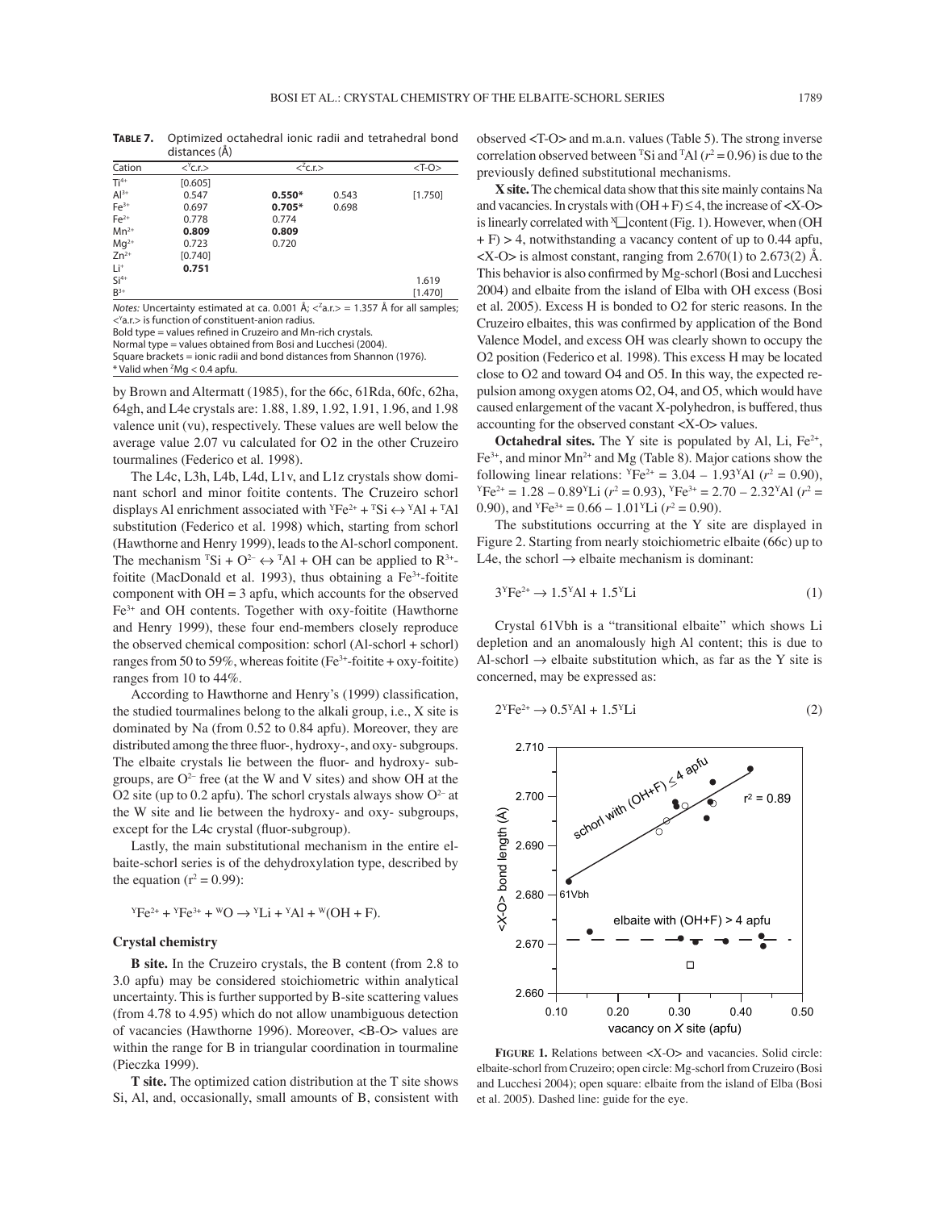**TABLE 7.** Optimized octahedral ionic radii and tetrahedral bond distances (Å)

| Cation | $<^Y$c.r.> | $<^Z$c.r.> | | <T-O> |
|---|---|---|---|---|
| $Ti^{4+}$ | [0.605] | | | |
| $Al^{3+}$ | 0.547 | **0.550*** | 0.543 | [1.750] |
| $Fe^{3+}$ | 0.697 | **0.705*** | 0.698 | |
| $Fe^{2+}$ | 0.778 | 0.774 | | |
| $Mn^{2+}$ | **0.809** | **0.809** | | |
| $Mg^{2+}$ | 0.723 | 0.720 | | |
| $Zn^{2+}$ | [0.740] | | | |
| $Li^{+}$ | **0.751** | | | |
| $Si^{4+}$ | | | | 1.619 |
| $B^{3+}$ | | | | [1.470] |

*Notes:* Uncertainty estimated at ca. 0.001 Å; $<^z$a.r.> = 1.357 Å for all samples; $<^Y$a.r.> is function of constituent-anion radius.
Bold type = values refined in Cruzeiro and Mn-rich crystals.
Normal type = values obtained from Bosi and Lucchesi (2004).
Square brackets = ionic radii and bond distances from Shannon (1976).
\* Valid when $^Z$Mg < 0.4 apfu.

by Brown and Altermatt (1985), for the 66c, 61Rda, 60fc, 62ha, 64gh, and L4e crystals are: 1.88, 1.89, 1.92, 1.91, 1.96, and 1.98 valence unit (vu), respectively. These values are well below the average value 2.07 vu calculated for O2 in the other Cruzeiro tourmalines (Federico et al. 1998).

The L4c, L3h, L4b, L4d, L1v, and L1z crystals show dominant schorl and minor foitite contents. The Cruzeiro schorl displays Al enrichment associated with $^YFe^{2+}$ + $^TSi$ ↔ $^YAl$ + $^TAl$ substitution (Federico et al. 1998) which, starting from schorl (Hawthorne and Henry 1999), leads to the Al-schorl component. The mechanism $^TSi$ + $O^{2-}$ ↔ $^TAl$ + OH can be applied to $R^{3+}$-foitite (MacDonald et al. 1993), thus obtaining a $Fe^{3+}$-foitite component with OH = 3 apfu, which accounts for the observed $Fe^{3+}$ and OH contents. Together with oxy-foitite (Hawthorne and Henry 1999), these four end-members closely reproduce the observed chemical composition: schorl (Al-schorl + schorl) ranges from 50 to 59%, whereas foitite ($Fe^{3+}$-foitite + oxy-foitite) ranges from 10 to 44%.

According to Hawthorne and Henry's (1999) classification, the studied tourmalines belong to the alkali group, i.e., X site is dominated by Na (from 0.52 to 0.84 apfu). Moreover, they are distributed among the three fluor-, hydroxy-, and oxy- subgroups. The elbaite crystals lie between the fluor- and hydroxy- subgroups, are $O^{2-}$ free (at the W and V sites) and show OH at the O2 site (up to 0.2 apfu). The schorl crystals always show $O^{2-}$ at the W site and lie between the hydroxy- and oxy- subgroups, except for the L4c crystal (fluor-subgroup).

Lastly, the main substitutional mechanism in the entire elbaite-schorl series is of the dehydroxylation type, described by the equation ($r^2$ = 0.99):

$$^YFe^{2+} + {}^YFe^{3+} + {}^WO \rightarrow {}^YLi + {}^YAl + {}^W(OH + F).$$

### Crystal chemistry

**B site.** In the Cruzeiro crystals, the B content (from 2.8 to 3.0 apfu) may be considered stoichiometric within analytical uncertainty. This is further supported by B-site scattering values (from 4.78 to 4.95) which do not allow unambiguous detection of vacancies (Hawthorne 1996). Moreover, <B-O> values are within the range for B in triangular coordination in tourmaline (Pieczka 1999).

**T site.** The optimized cation distribution at the T site shows Si, Al, and, occasionally, small amounts of B, consistent with observed <T-O> and m.a.n. values (Table 5). The strong inverse correlation observed between $^TSi$ and $^TAl$ ($r^2$ = 0.96) is due to the previously defined substitutional mechanisms.

**X site.** The chemical data show that this site mainly contains Na and vacancies. In crystals with (OH + F) ≤ 4, the increase of <X-O> is linearly correlated with $^X$□ content (Fig. 1). However, when (OH + F) > 4, notwithstanding a vacancy content of up to 0.44 apfu, <X-O> is almost constant, ranging from 2.670(1) to 2.673(2) Å. This behavior is also confirmed by Mg-schorl (Bosi and Lucchesi 2004) and elbaite from the island of Elba with OH excess (Bosi et al. 2005). Excess H is bonded to O2 for steric reasons. In the Cruzeiro elbaites, this was confirmed by application of the Bond Valence Model, and excess OH was clearly shown to occupy the O2 position (Federico et al. 1998). This excess H may be located close to O2 and toward O4 and O5. In this way, the expected repulsion among oxygen atoms O2, O4, and O5, which would have caused enlargement of the vacant X-polyhedron, is buffered, thus accounting for the observed constant <X-O> values.

**Octahedral sites.** The Y site is populated by Al, Li, $Fe^{2+}$, $Fe^{3+}$, and minor $Mn^{2+}$ and Mg (Table 8). Major cations show the following linear relations: $^YFe^{2+}$ = 3.04 – 1.93$^Y$Al ($r^2$ = 0.90), $^YFe^{2+}$ = 1.28 – 0.89$^Y$Li ($r^2$ = 0.93), $^YFe^{3+}$ = 2.70 – 2.32$^Y$Al ($r^2$ = 0.90), and $^YFe^{3+}$ = 0.66 – 1.01$^Y$Li ($r^2$ = 0.90).

The substitutions occurring at the Y site are displayed in Figure 2. Starting from nearly stoichiometric elbaite (66c) up to L4e, the schorl → elbaite mechanism is dominant:

$$3{}^YFe^{2+} \rightarrow 1.5{}^YAl + 1.5{}^YLi \tag{1}$$

Crystal 61Vbh is a "transitional elbaite" which shows Li depletion and an anomalously high Al content; this is due to Al-schorl → elbaite substitution which, as far as the Y site is concerned, may be expressed as:

$$2{}^YFe^{2+} \rightarrow 0.5{}^YAl + 1.5{}^YLi \tag{2}$$

**FIGURE 1.** Relations between <X-O> and vacancies. Solid circle: elbaite-schorl from Cruzeiro; open circle: Mg-schorl from Cruzeiro (Bosi and Lucchesi 2004); open square: elbaite from the island of Elba (Bosi et al. 2005). Dashed line: guide for the eye.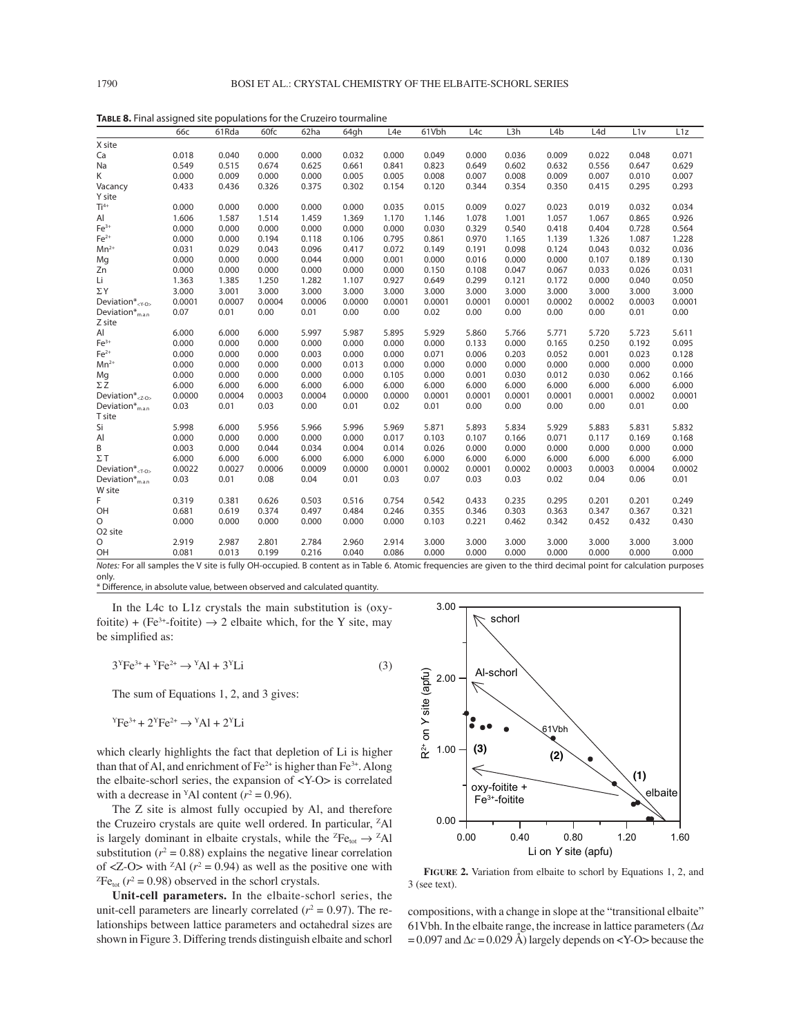**TABLE 8.** Final assigned site populations for the Cruzeiro tourmaline

| | 66c | 61Rda | 60fc | 62ha | 64gh | L4e | 61Vbh | L4c | L3h | L4b | L4d | L1v | L1z |
|---|---|---|---|---|---|---|---|---|---|---|---|---|---|
| X site | | | | | | | | | | | | | |
| Ca | 0.018 | 0.040 | 0.000 | 0.000 | 0.032 | 0.000 | 0.049 | 0.000 | 0.036 | 0.009 | 0.022 | 0.048 | 0.071 |
| Na | 0.549 | 0.515 | 0.674 | 0.625 | 0.661 | 0.841 | 0.823 | 0.649 | 0.602 | 0.632 | 0.556 | 0.647 | 0.629 |
| K | 0.000 | 0.009 | 0.000 | 0.000 | 0.005 | 0.005 | 0.008 | 0.007 | 0.008 | 0.009 | 0.007 | 0.010 | 0.007 |
| Vacancy | 0.433 | 0.436 | 0.326 | 0.375 | 0.302 | 0.154 | 0.120 | 0.344 | 0.354 | 0.350 | 0.415 | 0.295 | 0.293 |
| Y site | | | | | | | | | | | | | |
| $Ti^{4+}$ | 0.000 | 0.000 | 0.000 | 0.000 | 0.000 | 0.035 | 0.015 | 0.009 | 0.027 | 0.023 | 0.019 | 0.032 | 0.034 |
| Al | 1.606 | 1.587 | 1.514 | 1.459 | 1.369 | 1.170 | 1.146 | 1.078 | 1.001 | 1.057 | 1.067 | 0.865 | 0.926 |
| $Fe^{3+}$ | 0.000 | 0.000 | 0.000 | 0.000 | 0.000 | 0.000 | 0.030 | 0.329 | 0.540 | 0.418 | 0.404 | 0.728 | 0.564 |
| $Fe^{2+}$ | 0.000 | 0.000 | 0.194 | 0.118 | 0.106 | 0.795 | 0.861 | 0.970 | 1.165 | 1.139 | 1.326 | 1.087 | 1.228 |
| $Mn^{2+}$ | 0.031 | 0.029 | 0.043 | 0.096 | 0.417 | 0.072 | 0.149 | 0.191 | 0.098 | 0.124 | 0.043 | 0.032 | 0.036 |
| Mg | 0.000 | 0.000 | 0.000 | 0.044 | 0.000 | 0.001 | 0.000 | 0.016 | 0.000 | 0.000 | 0.107 | 0.189 | 0.130 |
| Zn | 0.000 | 0.000 | 0.000 | 0.000 | 0.000 | 0.000 | 0.150 | 0.108 | 0.047 | 0.067 | 0.033 | 0.026 | 0.031 |
| Li | 1.363 | 1.385 | 1.250 | 1.282 | 1.107 | 0.927 | 0.649 | 0.299 | 0.121 | 0.172 | 0.000 | 0.040 | 0.050 |
| ΣY | 3.000 | 3.001 | 3.000 | 3.000 | 3.000 | 3.000 | 3.000 | 3.000 | 3.000 | 3.000 | 3.000 | 3.000 | 3.000 |
| Deviation*$_{<Y\text{-}O>}$ | 0.0001 | 0.0007 | 0.0004 | 0.0006 | 0.0000 | 0.0001 | 0.0001 | 0.0001 | 0.0001 | 0.0002 | 0.0002 | 0.0003 | 0.0001 |
| Deviation*$_{m.a.n}$ | 0.07 | 0.01 | 0.00 | 0.01 | 0.00 | 0.00 | 0.02 | 0.00 | 0.00 | 0.00 | 0.00 | 0.01 | 0.00 |
| Z site | | | | | | | | | | | | | |
| Al | 6.000 | 6.000 | 6.000 | 5.997 | 5.987 | 5.895 | 5.929 | 5.860 | 5.766 | 5.771 | 5.720 | 5.723 | 5.611 |
| $Fe^{3+}$ | 0.000 | 0.000 | 0.000 | 0.000 | 0.000 | 0.000 | 0.000 | 0.133 | 0.000 | 0.165 | 0.250 | 0.192 | 0.095 |
| $Fe^{2+}$ | 0.000 | 0.000 | 0.000 | 0.003 | 0.000 | 0.000 | 0.071 | 0.006 | 0.203 | 0.052 | 0.001 | 0.023 | 0.128 |
| $Mn^{2+}$ | 0.000 | 0.000 | 0.000 | 0.000 | 0.013 | 0.000 | 0.000 | 0.000 | 0.000 | 0.000 | 0.000 | 0.000 | 0.000 |
| Mg | 0.000 | 0.000 | 0.000 | 0.000 | 0.000 | 0.105 | 0.000 | 0.001 | 0.030 | 0.012 | 0.030 | 0.062 | 0.166 |
| ΣZ | 6.000 | 6.000 | 6.000 | 6.000 | 6.000 | 6.000 | 6.000 | 6.000 | 6.000 | 6.000 | 6.000 | 6.000 | 6.000 |
| Deviation*$_{<Z\text{-}O>}$ | 0.0000 | 0.0004 | 0.0003 | 0.0004 | 0.0000 | 0.0000 | 0.0001 | 0.0001 | 0.0001 | 0.0001 | 0.0001 | 0.0002 | 0.0001 |
| Deviation*$_{m.a.n}$ | 0.03 | 0.01 | 0.03 | 0.00 | 0.01 | 0.02 | 0.01 | 0.00 | 0.00 | 0.00 | 0.00 | 0.01 | 0.00 |
| T site | | | | | | | | | | | | | |
| Si | 5.998 | 6.000 | 5.956 | 5.966 | 5.996 | 5.969 | 5.871 | 5.893 | 5.834 | 5.929 | 5.883 | 5.831 | 5.832 |
| Al | 0.000 | 0.000 | 0.000 | 0.000 | 0.000 | 0.017 | 0.103 | 0.107 | 0.166 | 0.071 | 0.117 | 0.169 | 0.168 |
| B | 0.003 | 0.000 | 0.044 | 0.034 | 0.004 | 0.014 | 0.026 | 0.000 | 0.000 | 0.000 | 0.000 | 0.000 | 0.000 |
| ΣT | 6.000 | 6.000 | 6.000 | 6.000 | 6.000 | 6.000 | 6.000 | 6.000 | 6.000 | 6.000 | 6.000 | 6.000 | 6.000 |
| Deviation*$_{<T\text{-}O>}$ | 0.0022 | 0.0027 | 0.0006 | 0.0009 | 0.0000 | 0.0001 | 0.0002 | 0.0001 | 0.0002 | 0.0003 | 0.0003 | 0.0004 | 0.0002 |
| Deviation*$_{m.a.n}$ | 0.03 | 0.01 | 0.08 | 0.04 | 0.01 | 0.03 | 0.07 | 0.03 | 0.03 | 0.02 | 0.04 | 0.06 | 0.01 |
| W site | | | | | | | | | | | | | |
| F | 0.319 | 0.381 | 0.626 | 0.503 | 0.516 | 0.754 | 0.542 | 0.433 | 0.235 | 0.295 | 0.201 | 0.201 | 0.249 |
| OH | 0.681 | 0.619 | 0.374 | 0.497 | 0.484 | 0.246 | 0.355 | 0.346 | 0.303 | 0.363 | 0.347 | 0.367 | 0.321 |
| O | 0.000 | 0.000 | 0.000 | 0.000 | 0.000 | 0.000 | 0.103 | 0.221 | 0.462 | 0.342 | 0.452 | 0.432 | 0.430 |
| O2 site | | | | | | | | | | | | | |
| O | 2.919 | 2.987 | 2.801 | 2.784 | 2.960 | 2.914 | 3.000 | 3.000 | 3.000 | 3.000 | 3.000 | 3.000 | 3.000 |
| OH | 0.081 | 0.013 | 0.199 | 0.216 | 0.040 | 0.086 | 0.000 | 0.000 | 0.000 | 0.000 | 0.000 | 0.000 | 0.000 |

*Notes:* For all samples the V site is fully OH-occupied. B content as in Table 6. Atomic frequencies are given to the third decimal point for calculation purposes only.

\* Difference, in absolute value, between observed and calculated quantity.

In the L4c to L1z crystals the main substitution is (oxy-foitite) + ($Fe^{3+}$-foitite) → 2 elbaite which, for the Y site, may be simplified as:

$$3^{Y}Fe^{3+} + {}^{Y}Fe^{2+} \rightarrow {}^{Y}Al + 3^{Y}Li \quad (3)$$

The sum of Equations 1, 2, and 3 gives:

$${}^{Y}Fe^{3+} + 2^{Y}Fe^{2+} \rightarrow {}^{Y}Al + 2^{Y}Li$$

which clearly highlights the fact that depletion of Li is higher than that of Al, and enrichment of $Fe^{2+}$ is higher than $Fe^{3+}$. Along the elbaite-schorl series, the expansion of <Y-O> is correlated with a decrease in $^{Y}Al$ content ($r^2 = 0.96$).

The Z site is almost fully occupied by Al, and therefore the Cruzeiro crystals are quite well ordered. In particular, $^{Z}Al$ is largely dominant in elbaite crystals, while the $^{Z}Fe_{tot} \rightarrow {}^{Z}Al$ substitution ($r^2 = 0.88$) explains the negative linear correlation of <Z-O> with $^{Z}Al$ ($r^2 = 0.94$) as well as the positive one with $^{Z}Fe_{tot}$ ($r^2 = 0.98$) observed in the schorl crystals.

**Unit-cell parameters.** In the elbaite-schorl series, the unit-cell parameters are linearly correlated ($r^2 = 0.97$). The relationships between lattice parameters and octahedral sizes are shown in Figure 3. Differing trends distinguish elbaite and schorl compositions, with a change in slope at the "transitional elbaite" 61Vbh. In the elbaite range, the increase in lattice parameters ($\Delta a = 0.097$ and $\Delta c = 0.029$ Å) largely depends on <Y-O> because the

**FIGURE 2.** Variation from elbaite to schorl by Equations 1, 2, and 3 (see text).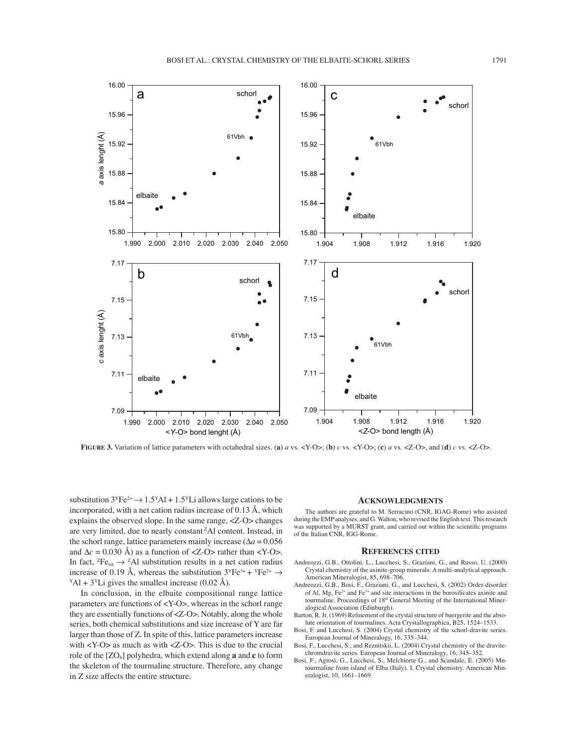**FIGURE 3.** Variation of lattice parameters with octahedral sizes. (**a**) *a* vs. <Y-O>; (**b**) *c* vs. <Y-O>; (**c**) *a* vs. <Z-O>, and (**d**) *c* vs. <Z-O>.

substitution $3^{Y}Fe^{2+} \rightarrow 1.5^{Y}Al + 1.5^{Y}Li$ allows large cations to be incorporated, with a net cation radius increase of 0.13 Å, which explains the observed slope. In the same range, <Z-O> changes are very limited, due to nearly constant $^{Z}Al$ content. Instead, in the schorl range, lattice parameters mainly increase ($\Delta a = 0.056$ and $\Delta c = 0.030$ Å) as a function of <Z-O> rather than <Y-O>. In fact, $^{Z}Fe_{tot} \rightarrow {}^{Z}Al$ substitution results in a net cation radius increase of 0.19 Å, whereas the substitution $3^{Y}Fe^{3+} + {}^{Y}Fe^{2+} \rightarrow {}^{Y}Al + 3^{Y}Li$ gives the smallest increase (0.02 Å).

In conclusion, in the elbaite compositional range lattice parameters are functions of <Y-O>, whereas in the schorl range they are essentially functions of <Z-O>. Notably, along the whole series, both chemical substitutions and size increase of Y are far larger than those of Z. In spite of this, lattice parameters increase with <Y-O> as much as with <Z-O>. This is due to the crucial role of the $[ZO_6]$ polyhedra, which extend along **a** and **c** to form the skeleton of the tourmaline structure. Therefore, any change in Z size affects the entire structure.

## ACKNOWLEDGMENTS

The authors are grateful to M. Serracino (CNR, IGAG-Rome) who assisted during the EMP analyses, and G. Walton, who revised the English text. This research was supported by a MURST grant, and carried out within the scientific programs of the Italian CNR, IGG-Rome.

## REFERENCES CITED

Andreozzi, G.B., Ottolini, L., Lucchesi, S., Graziani, G., and Russo, U. (2000) Crystal chemistry of the axinite-group minerals: A multi-analytical approach. American Mineralogist, 85, 698–706.

Andreozzi, G.B., Bosi, F., Graziani, G., and Lucchesi, S. (2002) Order-disorder of Al, Mg, $Fe^{2+}$ and $Fe^{3+}$ and site interactions in the borosilicates axinite and tourmaline. Proceedings of 18th General Meeting of the International Mineralogical Association (Edinburgh).

Barton, R. Jr. (1969) Refinement of the crystal structure of buergerite and the absolute orientation of tourmalines. Acta Crystallographica, B25, 1524–1533.

Bosi, F. and Lucchesi, S. (2004) Crystal chemistry of the schorl-dravite series. European Journal of Mineralogy, 16, 335–344.

Bosi, F., Lucchesi, S., and Reznitskii, L. (2004) Crystal chemistry of the dravite-chromdravite series. European Journal of Mineralogy, 16, 345–352.

Bosi, F., Agrosì, G., Lucchesi, S., Melchiorre G., and Scandale, E. (2005) Mn-tourmaline from island of Elba (Italy). I. Crystal chemistry. American Mineralogist, 10, 1661–1669.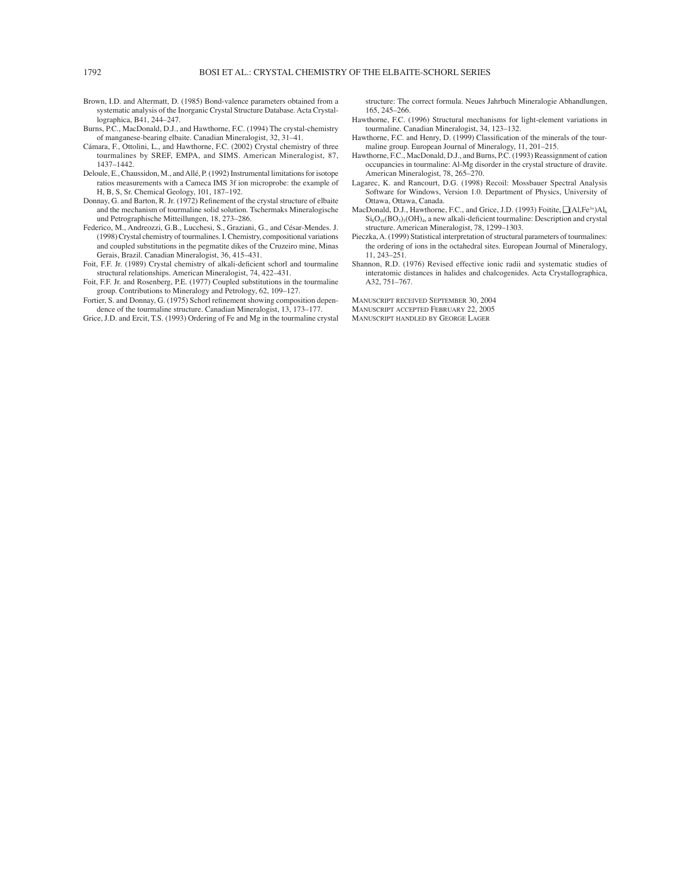Brown, I.D. and Altermatt, D. (1985) Bond-valence parameters obtained from a systematic analysis of the Inorganic Crystal Structure Database. Acta Crystallographica, B41, 244–247.

Burns, P.C., MacDonald, D.J., and Hawthorne, F.C. (1994) The crystal-chemistry of manganese-bearing elbaite. Canadian Mineralogist, 32, 31–41.

Cámara, F., Ottolini, L., and Hawthorne, F.C. (2002) Crystal chemistry of three tourmalines by SREF, EMPA, and SIMS. American Mineralogist, 87, 1437–1442.

Deloule, E., Chaussidon, M., and Allé, P. (1992) Instrumental limitations for isotope ratios measurements with a Cameca IMS 3f ion microprobe: the example of H, B, S, Sr. Chemical Geology, 101, 187–192.

Donnay, G. and Barton, R. Jr. (1972) Refinement of the crystal structure of elbaite and the mechanism of tourmaline solid solution. Tschermaks Mineralogische und Petrographische Mitteillungen, 18, 273–286.

Federico, M., Andreozzi, G.B., Lucchesi, S., Graziani, G., and César-Mendes. J. (1998) Crystal chemistry of tourmalines. I. Chemistry, compositional variations and coupled substitutions in the pegmatite dikes of the Cruzeiro mine, Minas Gerais, Brazil. Canadian Mineralogist, 36, 415–431.

Foit, F.F. Jr. (1989) Crystal chemistry of alkali-deficient schorl and tourmaline structural relationships. American Mineralogist, 74, 422–431.

Foit, F.F. Jr. and Rosenberg, P.E. (1977) Coupled substitutions in the tourmaline group. Contributions to Mineralogy and Petrology, 62, 109–127.

Fortier, S. and Donnay, G. (1975) Schorl refinement showing composition dependence of the tourmaline structure. Canadian Mineralogist, 13, 173–177.

Grice, J.D. and Ercit, T.S. (1993) Ordering of Fe and Mg in the tourmaline crystal structure: The correct formula. Neues Jahrbuch Mineralogie Abhandlungen, 165, 245–266.

Hawthorne, F.C. (1996) Structural mechanisms for light-element variations in tourmaline. Canadian Mineralogist, 34, 123–132.

Hawthorne, F.C. and Henry, D. (1999) Classification of the minerals of the tourmaline group. European Journal of Mineralogy, 11, 201–215.

Hawthorne, F.C., MacDonald, D.J., and Burns, P.C. (1993) Reassignment of cation occupancies in tourmaline: Al-Mg disorder in the crystal structure of dravite. American Mineralogist, 78, 265–270.

Lagarec, K. and Rancourt, D.G. (1998) Recoil: Mossbauer Spectral Analysis Software for Windows, Version 1.0. Department of Physics, University of Ottawa, Ottawa, Canada.

MacDonald, D.J., Hawthorne, F.C., and Grice, J.D. (1993) Foitite, $\square(Al,Fe^{3+})Al_6Si_6O_{18}(BO_3)_3(OH)_4$, a new alkali-deficient tourmaline: Description and crystal structure. American Mineralogist, 78, 1299–1303.

Pieczka, A. (1999) Statistical interpretation of structural parameters of tourmalines: the ordering of ions in the octahedral sites. European Journal of Mineralogy, 11, 243–251.

Shannon, R.D. (1976) Revised effective ionic radii and systematic studies of interatomic distances in halides and chalcogenides. Acta Crystallographica, A32, 751–767.

Manuscript received September 30, 2004
Manuscript accepted February 22, 2005
Manuscript handled by George Lager